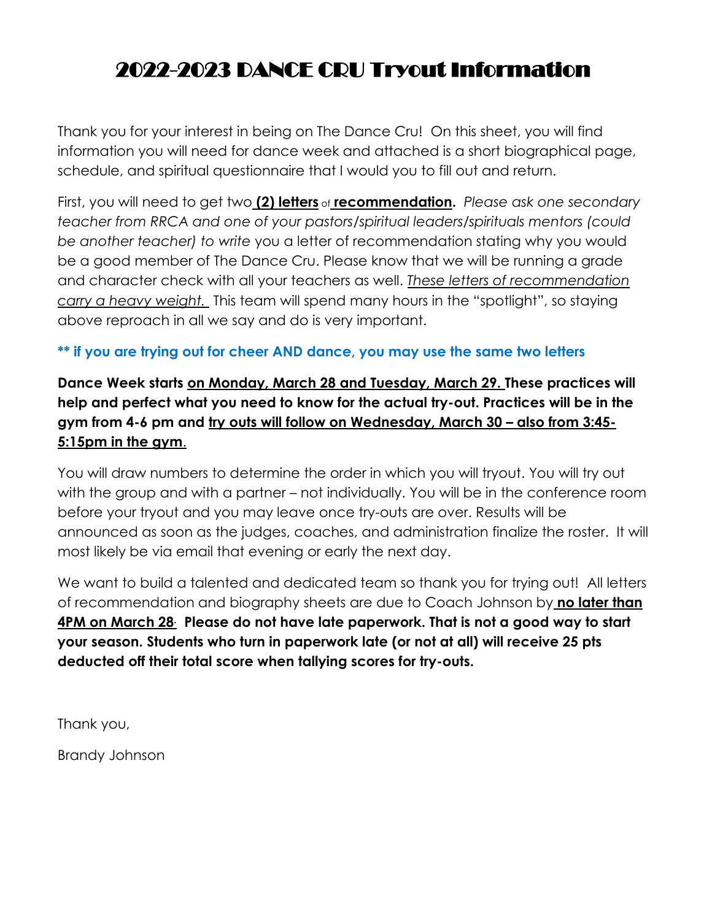# 2022-2023 DANCE CRU Tryout Information

Thank you for your interest in being on The Dance Cru! On this sheet, you will find information you will need for dance week and attached is a short biographical page, schedule, and spiritual questionnaire that I would you to fill out and return.

First, you will need to get two **(2) letters** of **recommendation.** *Please ask one secondary teacher from RRCA and one of your pastors/spiritual leaders/spirituals mentors (could be another teacher) to write* you a letter of recommendation stating why you would be a good member of The Dance Cru. Please know that we will be running a grade and character check with all your teachers as well. *These letters of recommendation carry a heavy weight.* This team will spend many hours in the "spotlight", so staying above reproach in all we say and do is very important.

**** if you are trying out for cheer AND dance, you may use the same two letters**

**Dance Week starts on Monday, March 28 and Tuesday, March 29. These practices will help and perfect what you need to know for the actual try-out. Practices will be in the gym from 4-6 pm and try outs will follow on Wednesday, March 30 – also from 3:45-5:15pm in the gym.**

You will draw numbers to determine the order in which you will tryout. You will try out with the group and with a partner – not individually. You will be in the conference room before your tryout and you may leave once try-outs are over. Results will be announced as soon as the judges, coaches, and administration finalize the roster. It will most likely be via email that evening or early the next day.

We want to build a talented and dedicated team so thank you for trying out! All letters of recommendation and biography sheets are due to Coach Johnson by **no later than 4PM on March 28. Please do not have late paperwork. That is not a good way to start your season. Students who turn in paperwork late (or not at all) will receive 25 pts deducted off their total score when tallying scores for try-outs.**

Thank you,

Brandy Johnson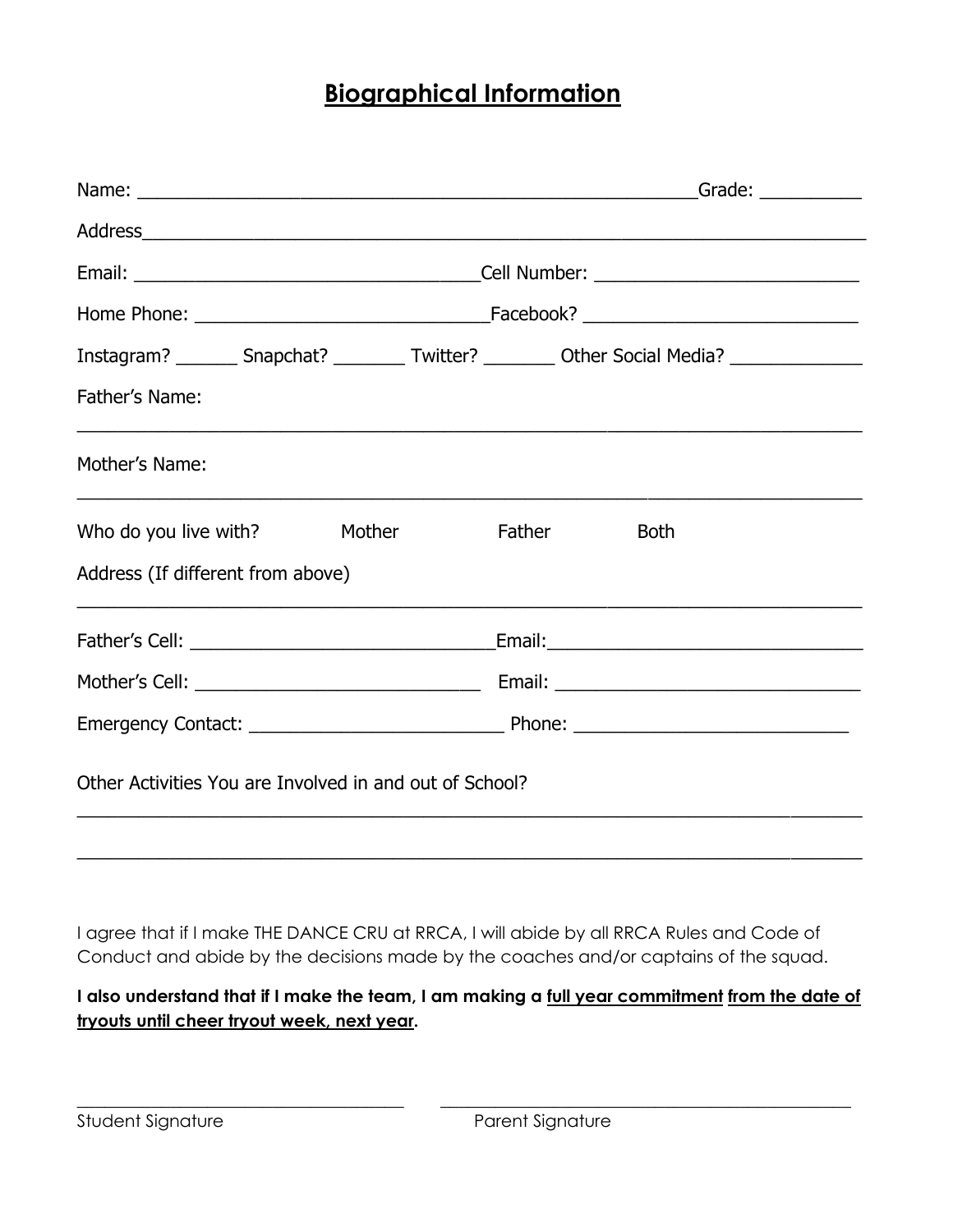# Biographical Information

Name: ____________________________________________________________Grade: __________

Address___________________________________________________________________________

Email: ___________________________________Cell Number: __________________________

Home Phone: _____________________________Facebook? ___________________________

Instagram? ______ Snapchat? _______ Twitter? _______ Other Social Media? _____________

Father's Name:

___________________________________________________________________________________

Mother's Name:

___________________________________________________________________________________

Who do you live with? Mother Father Both

Address (If different from above)

___________________________________________________________________________________

Father's Cell: _______________________________Email:_______________________________

Mother's Cell: _____________________________ Email: ______________________________

Emergency Contact: _________________________ Phone: ___________________________

Other Activities You are Involved in and out of School?

___________________________________________________________________________________

___________________________________________________________________________________

I agree that if I make THE DANCE CRU at RRCA, I will abide by all RRCA Rules and Code of Conduct and abide by the decisions made by the coaches and/or captains of the squad.

**I also understand that if I make the team, I am making a <u>full year commitment</u> <u>from the date of tryouts until cheer tryout week, next year</u>.**

____________________________________ ____________________________________________

Student Signature Parent Signature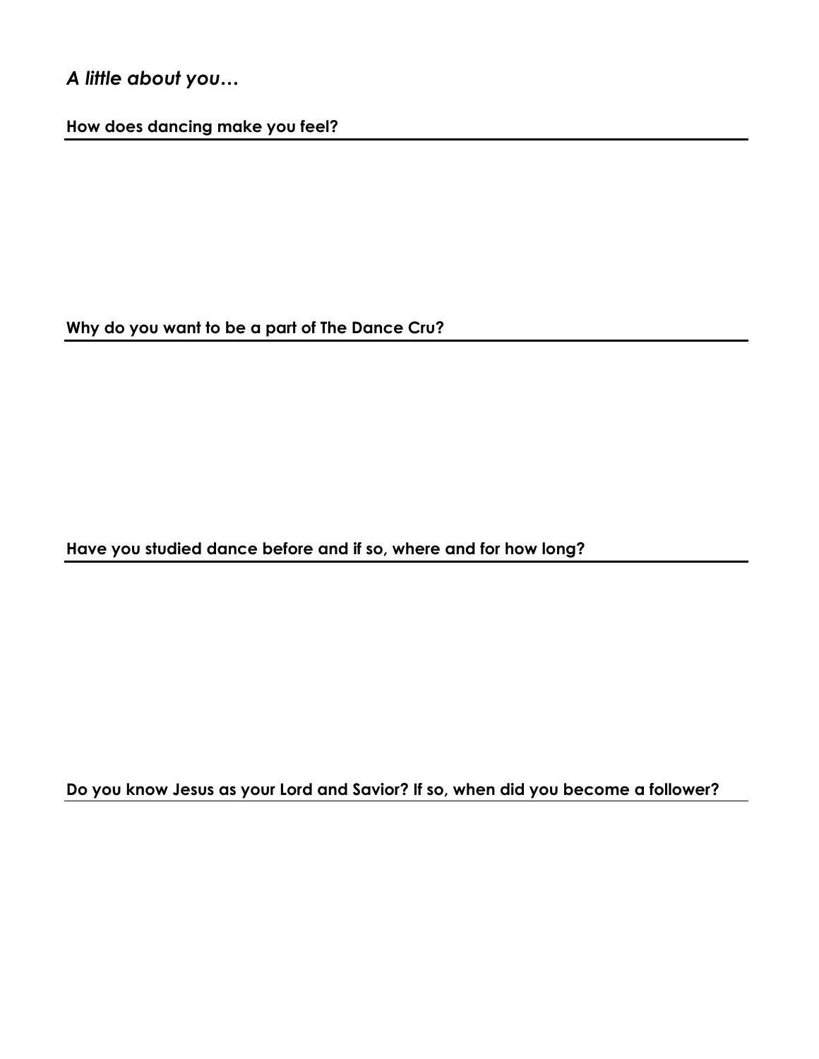***A little about you…***

**How does dancing make you feel?**

**Why do you want to be a part of The Dance Cru?**

**Have you studied dance before and if so, where and for how long?**

**Do you know Jesus as your Lord and Savior? If so, when did you become a follower?**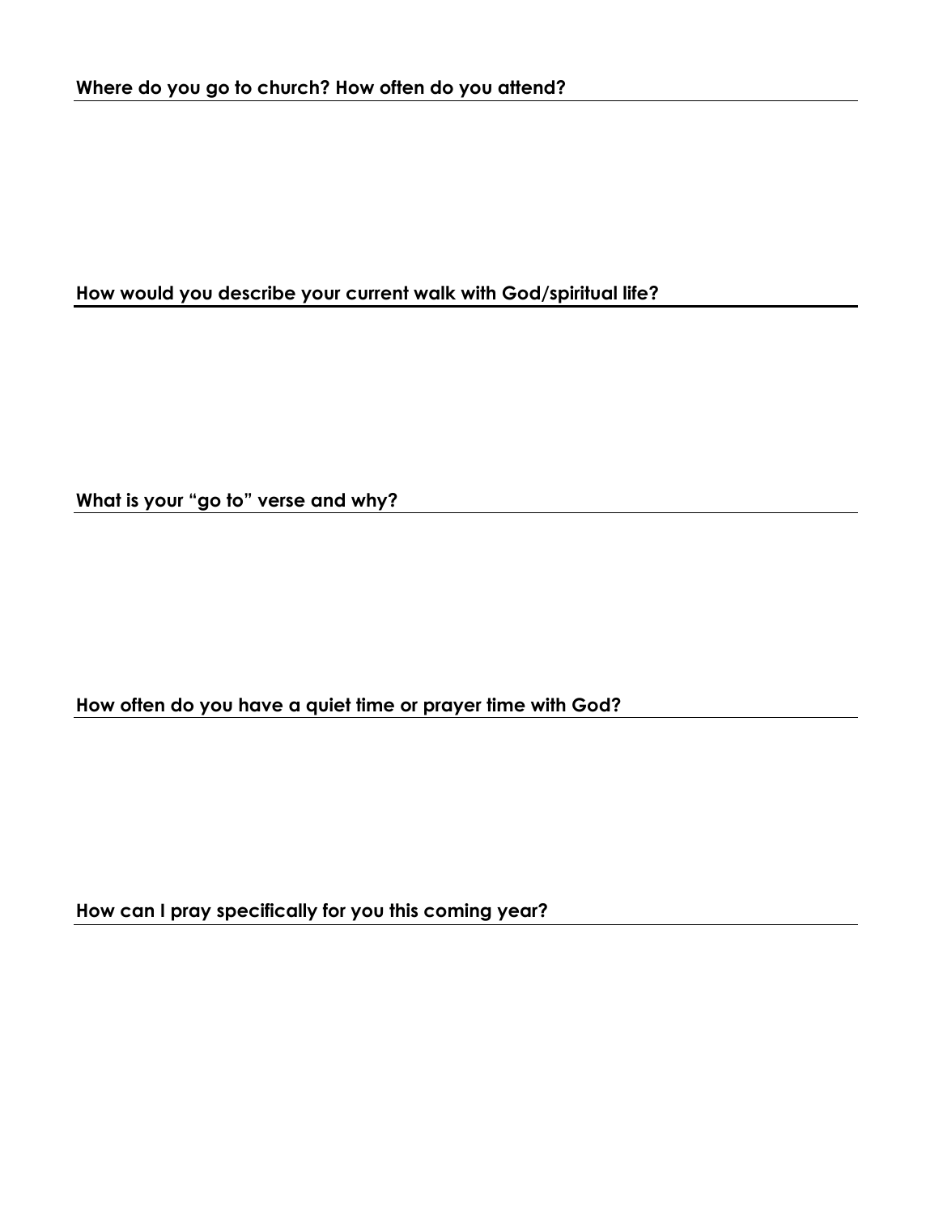**Where do you go to church? How often do you attend?**

**How would you describe your current walk with God/spiritual life?**

**What is your “go to” verse and why?**

**How often do you have a quiet time or prayer time with God?**

**How can I pray specifically for you this coming year?**